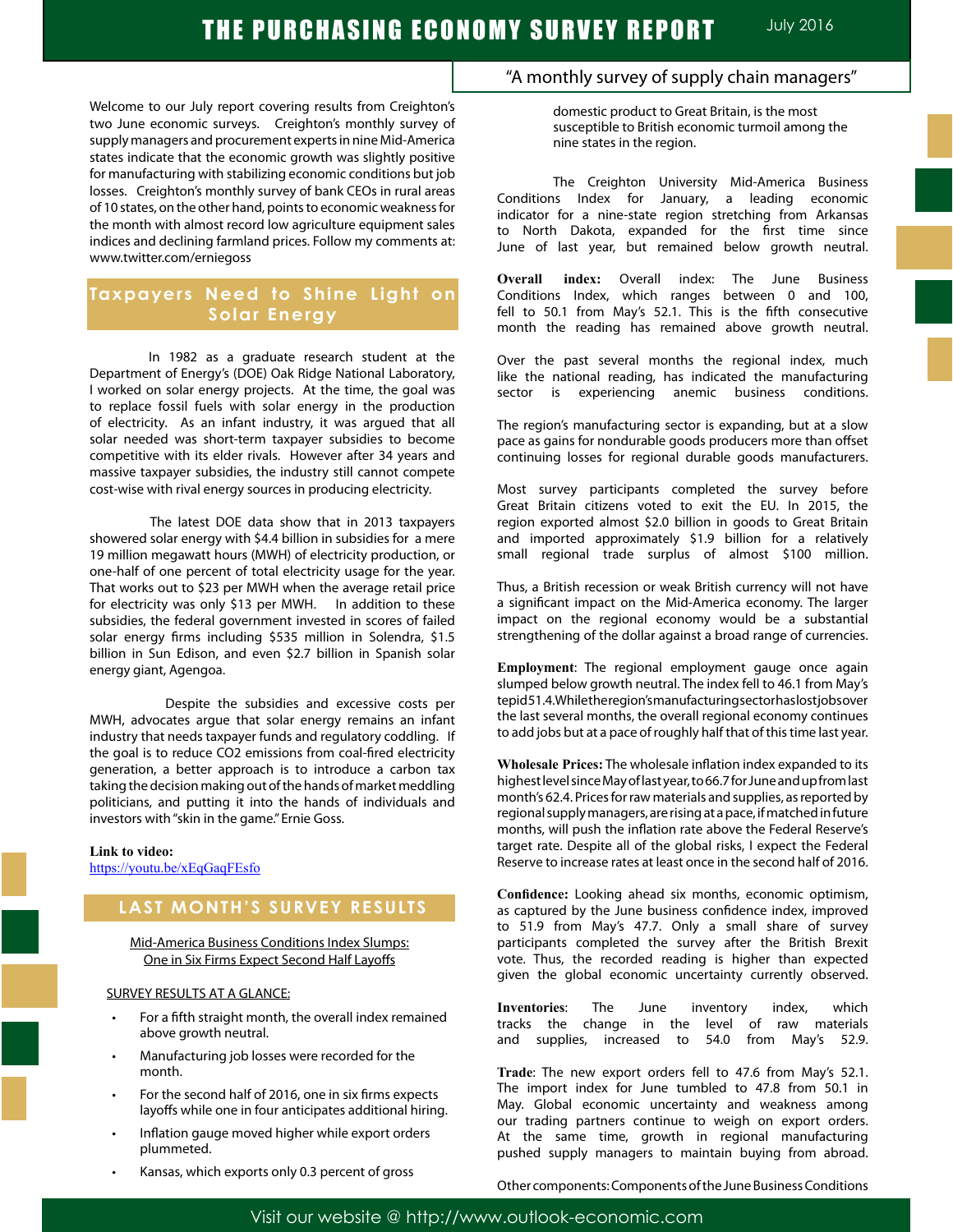# THE PURCHASING ECONOMY SURVEY REPORT

July 2016

"A monthly survey of supply chain managers"

Welcome to our July report covering results from Creighton's two June economic surveys. Creighton's monthly survey of supply managers and procurement experts in nine Mid-America states indicate that the economic growth was slightly positive for manufacturing with stabilizing economic conditions but job losses. Creighton's monthly survey of bank CEOs in rural areas of 10 states, on the other hand, points to economic weakness for the month with almost record low agriculture equipment sales indices and declining farmland prices. Follow my comments at: www.twitter.com/erniegoss

## Taxpayers Need to Shine Light on Solar Energy

In 1982 as a graduate research student at the Department of Energy's (DOE) Oak Ridge National Laboratory, I worked on solar energy projects. At the time, the goal was to replace fossil fuels with solar energy in the production of electricity. As an infant industry, it was argued that all solar needed was short-term taxpayer subsidies to become competitive with its elder rivals. However after 34 years and massive taxpayer subsidies, the industry still cannot compete cost-wise with rival energy sources in producing electricity.

The latest DOE data show that in 2013 taxpayers showered solar energy with $4.4 billion in subsidies for a mere 19 million megawatt hours (MWH) of electricity production, or one-half of one percent of total electricity usage for the year. That works out to $23 per MWH when the average retail price for electricity was only $13 per MWH. In addition to these subsidies, the federal government invested in scores of failed solar energy firms including $535 million in Solendra, $1.5 billion in Sun Edison, and even $2.7 billion in Spanish solar energy giant, Agengoa.

Despite the subsidies and excessive costs per MWH, advocates argue that solar energy remains an infant industry that needs taxpayer funds and regulatory coddling. If the goal is to reduce CO2 emissions from coal-fired electricity generation, a better approach is to introduce a carbon tax taking the decision making out of the hands of market meddling politicians, and putting it into the hands of individuals and investors with "skin in the game." Ernie Goss.

**Link to video:**
https://youtu.be/xEqGaqFEsfo

## LAST MONTH'S SURVEY RESULTS

Mid-America Business Conditions Index Slumps:
One in Six Firms Expect Second Half Layoffs

SURVEY RESULTS AT A GLANCE:

- For a fifth straight month, the overall index remained above growth neutral.
- Manufacturing job losses were recorded for the month.
- For the second half of 2016, one in six firms expects layoffs while one in four anticipates additional hiring.
- Inflation gauge moved higher while export orders plummeted.
- Kansas, which exports only 0.3 percent of gross domestic product to Great Britain, is the most susceptible to British economic turmoil among the nine states in the region.

The Creighton University Mid-America Business Conditions Index for January, a leading economic indicator for a nine-state region stretching from Arkansas to North Dakota, expanded for the first time since June of last year, but remained below growth neutral.

**Overall index:** Overall index: The June Business Conditions Index, which ranges between 0 and 100, fell to 50.1 from May's 52.1. This is the fifth consecutive month the reading has remained above growth neutral.

Over the past several months the regional index, much like the national reading, has indicated the manufacturing sector is experiencing anemic business conditions.

The region's manufacturing sector is expanding, but at a slow pace as gains for nondurable goods producers more than offset continuing losses for regional durable goods manufacturers.

Most survey participants completed the survey before Great Britain citizens voted to exit the EU. In 2015, the region exported almost $2.0 billion in goods to Great Britain and imported approximately $1.9 billion for a relatively small regional trade surplus of almost $100 million.

Thus, a British recession or weak British currency will not have a significant impact on the Mid-America economy. The larger impact on the regional economy would be a substantial strengthening of the dollar against a broad range of currencies.

**Employment**: The regional employment gauge once again slumped below growth neutral. The index fell to 46.1 from May's tepid 51.4. While the region's manufacturing sector has lost jobs over the last several months, the overall regional economy continues to add jobs but at a pace of roughly half that of this time last year.

**Wholesale Prices:** The wholesale inflation index expanded to its highest level since May of last year, to 66.7 for June and up from last month's 62.4. Prices for raw materials and supplies, as reported by regional supply managers, are rising at a pace, if matched in future months, will push the inflation rate above the Federal Reserve's target rate. Despite all of the global risks, I expect the Federal Reserve to increase rates at least once in the second half of 2016.

**Confidence:** Looking ahead six months, economic optimism, as captured by the June business confidence index, improved to 51.9 from May's 47.7. Only a small share of survey participants completed the survey after the British Brexit vote. Thus, the recorded reading is higher than expected given the global economic uncertainty currently observed.

**Inventories**: The June inventory index, which tracks the change in the level of raw materials and supplies, increased to 54.0 from May's 52.9.

**Trade**: The new export orders fell to 47.6 from May's 52.1. The import index for June tumbled to 47.8 from 50.1 in May. Global economic uncertainty and weakness among our trading partners continue to weigh on export orders. At the same time, growth in regional manufacturing pushed supply managers to maintain buying from abroad.

Other components: Components of the June Business Conditions

Visit our website @ http://www.outlook-economic.com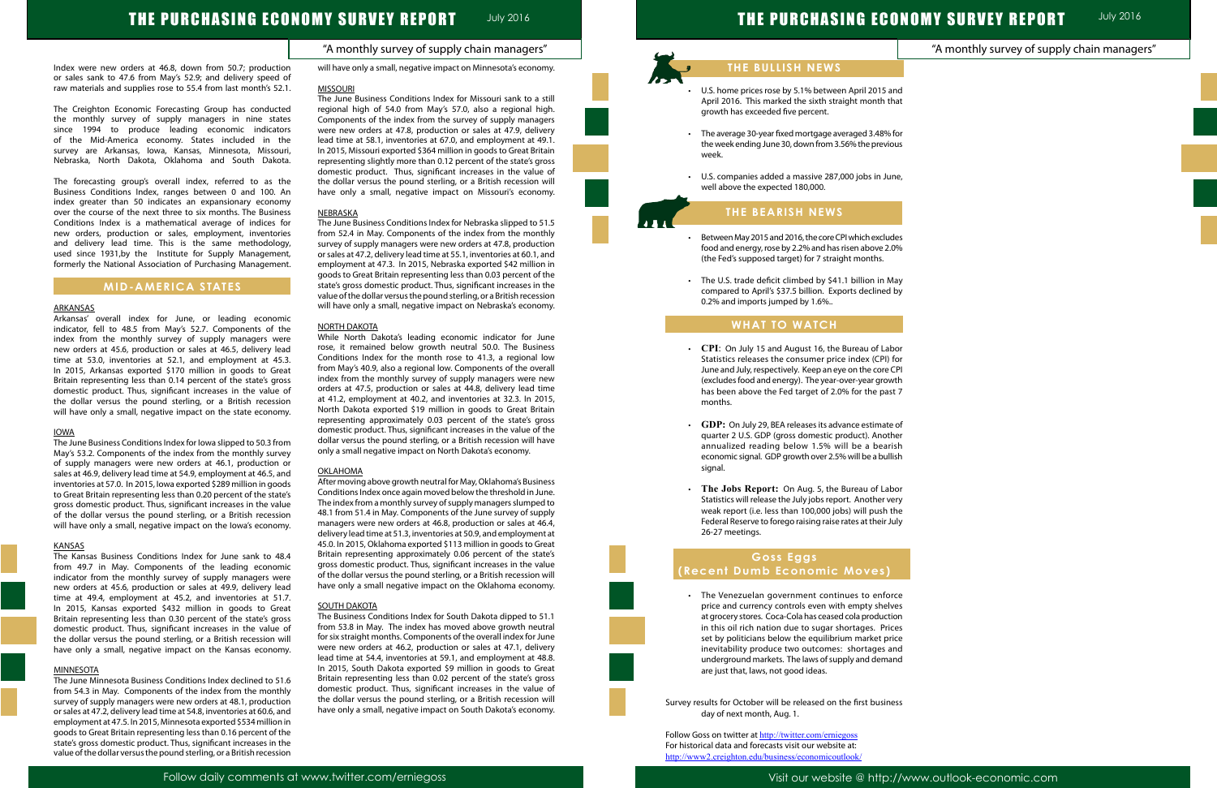Index were new orders at 46.8, down from 50.7; production or sales sank to 47.6 from May's 52.9; and delivery speed of raw materials and supplies rose to 55.4 from last month's 52.1.

The Creighton Economic Forecasting Group has conducted the monthly survey of supply managers in nine states since 1994 to produce leading economic indicators of the Mid-America economy. States included in the survey are Arkansas, Iowa, Kansas, Minnesota, Missouri, Nebraska, North Dakota, Oklahoma and South Dakota.

The forecasting group's overall index, referred to as the Business Conditions Index, ranges between 0 and 100. An index greater than 50 indicates an expansionary economy over the course of the next three to six months. The Business Conditions Index is a mathematical average of indices for new orders, production or sales, employment, inventories and delivery lead time. This is the same methodology, used since 1931,by the Institute for Supply Management, formerly the National Association of Purchasing Management.

## MID-AMERICA STATES

### ARKANSAS

Arkansas' overall index for June, or leading economic indicator, fell to 48.5 from May's 52.7. Components of the index from the monthly survey of supply managers were new orders at 45.6, production or sales at 46.5, delivery lead time at 53.0, inventories at 52.1, and employment at 45.3. In 2015, Arkansas exported $170 million in goods to Great Britain representing less than 0.14 percent of the state's gross domestic product. Thus, significant increases in the value of the dollar versus the pound sterling, or a British recession will have only a small, negative impact on the state economy.

### IOWA

The June Business Conditions Index for Iowa slipped to 50.3 from May's 53.2. Components of the index from the monthly survey of supply managers were new orders at 46.1, production or sales at 46.9, delivery lead time at 54.9, employment at 46.5, and inventories at 57.0. In 2015, Iowa exported $289 million in goods to Great Britain representing less than 0.20 percent of the state's gross domestic product. Thus, significant increases in the value of the dollar versus the pound sterling, or a British recession will have only a small, negative impact on the Iowa's economy.

### KANSAS

The Kansas Business Conditions Index for June sank to 48.4 from 49.7 in May. Components of the leading economic indicator from the monthly survey of supply managers were new orders at 45.6, production or sales at 49.9, delivery lead time at 49.4, employment at 45.2, and inventories at 51.7. In 2015, Kansas exported $432 million in goods to Great Britain representing less than 0.30 percent of the state's gross domestic product. Thus, significant increases in the value of the dollar versus the pound sterling, or a British recession will have only a small, negative impact on the Kansas economy.

### MINNESOTA

The June Minnesota Business Conditions Index declined to 51.6 from 54.3 in May. Components of the index from the monthly survey of supply managers were new orders at 48.1, production or sales at 47.2, delivery lead time at 54.8, inventories at 60.6, and employment at 47.5. In 2015, Minnesota exported $534 million in goods to Great Britain representing less than 0.16 percent of the state's gross domestic product. Thus, significant increases in the value of the dollar versus the pound sterling, or a British recession will have only a small, negative impact on Minnesota's economy.

### MISSOURI

The June Business Conditions Index for Missouri sank to a still regional high of 54.0 from May's 57.0, also a regional high. Components of the index from the survey of supply managers were new orders at 47.8, production or sales at 47.9, delivery lead time at 58.1, inventories at 67.0, and employment at 49.1. In 2015, Missouri exported $364 million in goods to Great Britain representing slightly more than 0.12 percent of the state's gross domestic product. Thus, significant increases in the value of the dollar versus the pound sterling, or a British recession will have only a small, negative impact on Missouri's economy.

### NEBRASKA

The June Business Conditions Index for Nebraska slipped to 51.5 from 52.4 in May. Components of the index from the monthly survey of supply managers were new orders at 47.8, production or sales at 47.2, delivery lead time at 55.1, inventories at 60.1, and employment at 47.3. In 2015, Nebraska exported $42 million in goods to Great Britain representing less than 0.03 percent of the state's gross domestic product. Thus, significant increases in the value of the dollar versus the pound sterling, or a British recession will have only a small, negative impact on Nebraska's economy.

### NORTH DAKOTA

While North Dakota's leading economic indicator for June rose, it remained below growth neutral 50.0. The Business Conditions Index for the month rose to 41.3, a regional low from May's 40.9, also a regional low. Components of the overall index from the monthly survey of supply managers were new orders at 47.5, production or sales at 44.8, delivery lead time at 41.2, employment at 40.2, and inventories at 32.3. In 2015, North Dakota exported $19 million in goods to Great Britain representing approximately 0.03 percent of the state's gross domestic product. Thus, significant increases in the value of the dollar versus the pound sterling, or a British recession will have only a small negative impact on North Dakota's economy.

### OKLAHOMA

After moving above growth neutral for May, Oklahoma's Business Conditions Index once again moved below the threshold in June. The index from a monthly survey of supply managers slumped to 48.1 from 51.4 in May. Components of the June survey of supply managers were new orders at 46.8, production or sales at 46.4, delivery lead time at 51.3, inventories at 50.9, and employment at 45.0. In 2015, Oklahoma exported $113 million in goods to Great Britain representing approximately 0.06 percent of the state's gross domestic product. Thus, significant increases in the value of the dollar versus the pound sterling, or a British recession will have only a small negative impact on the Oklahoma economy.

### SOUTH DAKOTA

The Business Conditions Index for South Dakota dipped to 51.1 from 53.8 in May. The index has moved above growth neutral for six straight months. Components of the overall index for June were new orders at 46.2, production or sales at 47.1, delivery lead time at 54.4, inventories at 59.1, and employment at 48.8. In 2015, South Dakota exported $9 million in goods to Great Britain representing less than 0.02 percent of the state's gross domestic product. Thus, significant increases in the value of the dollar versus the pound sterling, or a British recession will have only a small, negative impact on South Dakota's economy.

## THE BULLISH NEWS

- U.S. home prices rose by 5.1% between April 2015 and April 2016. This marked the sixth straight month that growth has exceeded five percent.
- The average 30-year fixed mortgage averaged 3.48% for the week ending June 30, down from 3.56% the previous week.
- U.S. companies added a massive 287,000 jobs in June, well above the expected 180,000.

## THE BEARISH NEWS

- Between May 2015 and 2016, the core CPI which excludes food and energy, rose by 2.2% and has risen above 2.0% (the Fed's supposed target) for 7 straight months.
- The U.S. trade deficit climbed by $41.1 billion in May compared to April's $37.5 billion. Exports declined by 0.2% and imports jumped by 1.6%..

## WHAT TO WATCH

- **CPI**: On July 15 and August 16, the Bureau of Labor Statistics releases the consumer price index (CPI) for June and July, respectively. Keep an eye on the core CPI (excludes food and energy). The year-over-year growth has been above the Fed target of 2.0% for the past 7 months.
- **GDP:** On July 29, BEA releases its advance estimate of quarter 2 U.S. GDP (gross domestic product). Another annualized reading below 1.5% will be a bearish economic signal. GDP growth over 2.5% will be a bullish signal.
- **The Jobs Report:** On Aug. 5, the Bureau of Labor Statistics will release the July jobs report. Another very weak report (i.e. less than 100,000 jobs) will push the Federal Reserve to forego raising raise rates at their July 26-27 meetings.

## Goss Eggs (Recent Dumb Economic Moves)

- The Venezuelan government continues to enforce price and currency controls even with empty shelves at grocery stores. Coca-Cola has ceased cola production in this oil rich nation due to sugar shortages. Prices set by politicians below the equilibrium market price inevitability produce two outcomes: shortages and underground markets. The laws of supply and demand are just that, laws, not good ideas.

Survey results for October will be released on the first business day of next month, Aug. 1.

Follow Goss on twitter at http://twitter.com/erniegoss
For historical data and forecasts visit our website at:
http://www2.creighton.edu/business/economicoutlook/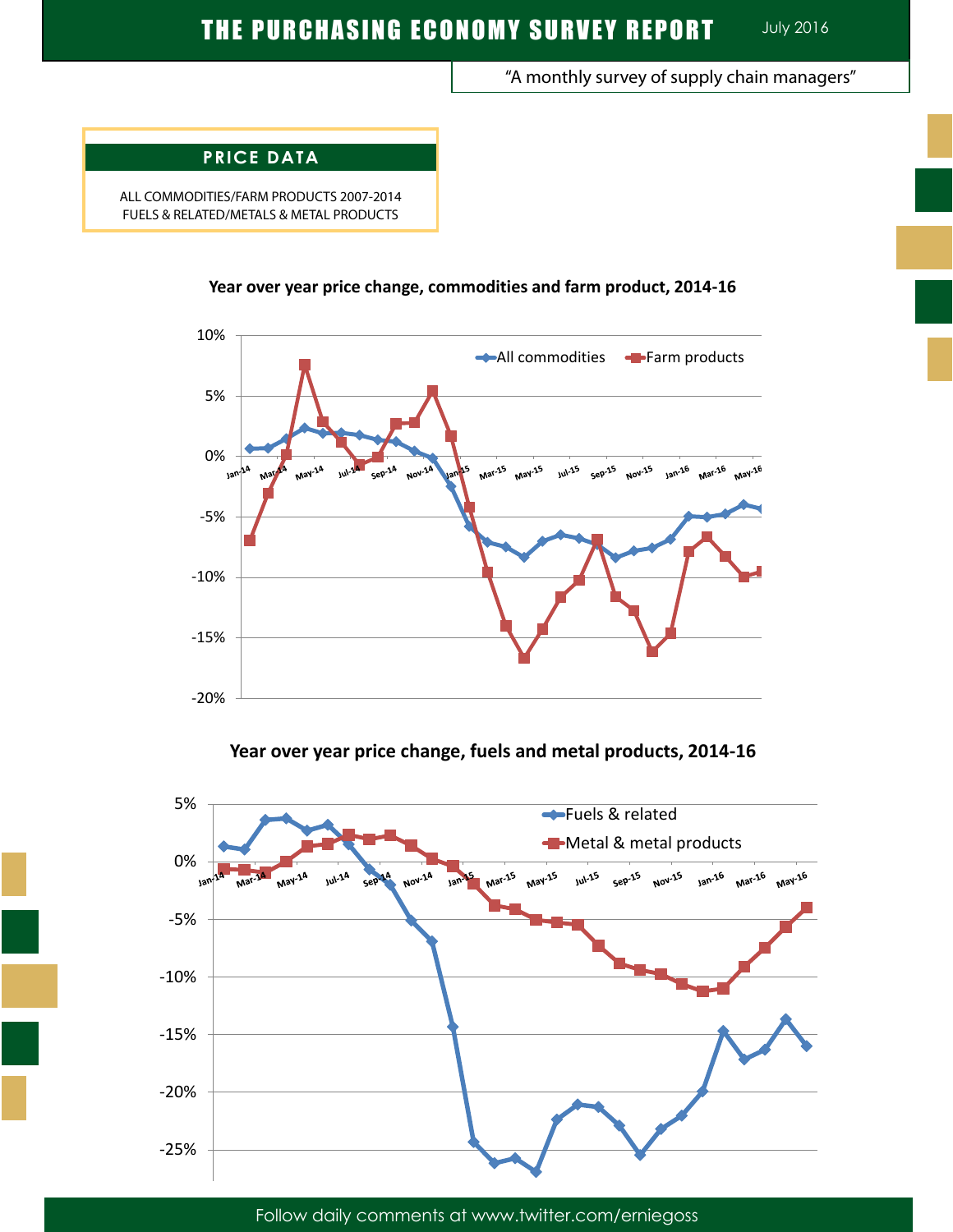# THE PURCHASING ECONOMY SURVEY REPORT

July 2016

"A monthly survey of supply chain managers"

## PRICE DATA

ALL COMMODITIES/FARM PRODUCTS 2007-2014
FUELS & RELATED/METALS & METAL PRODUCTS

**Year over year price change, commodities and farm product, 2014-16**

10%
5%
0%
-5%
-10%
-15%
-20%

Jan-14 Mar-14 May-14 Jul-14 Sep-14 Nov-14 Jan-15 Mar-15 May-15 Jul-15 Sep-15 Nov-15 Jan-16 Mar-16 May-16

All commodities
Farm products

**Year over year price change, fuels and metal products, 2014-16**

5%
0%
-5%
-10%
-15%
-20%
-25%

Jan-14 Mar-14 May-14 Jul-14 Sep-14 Nov-14 Jan-15 Mar-15 May-15 Jul-15 Sep-15 Nov-15 Jan-16 Mar-16 May-16

Fuels & related
Metal & metal products

Follow daily comments at www.twitter.com/erniegoss